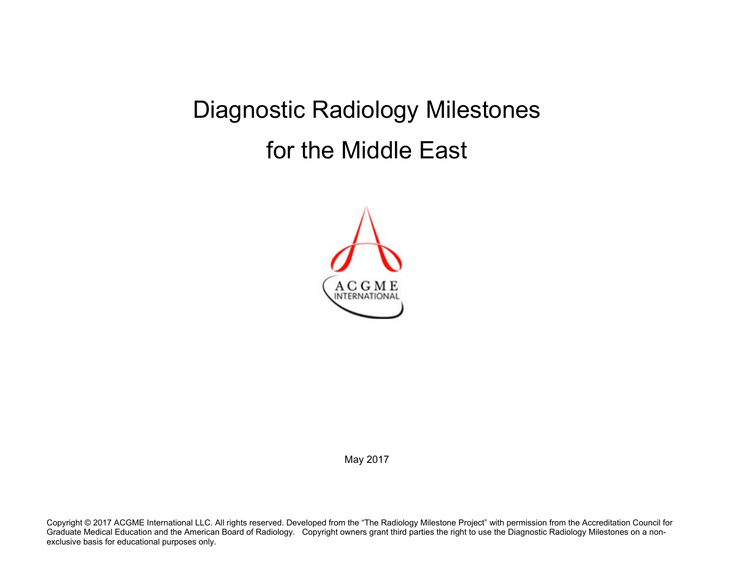# Diagnostic Radiology Milestones for the Middle East

ACGME INTERNATIONAL

May 2017

Copyright © 2017 ACGME International LLC. All rights reserved. Developed from the "The Radiology Milestone Project" with permission from the Accreditation Council for Graduate Medical Education and the American Board of Radiology. Copyright owners grant third parties the right to use the Diagnostic Radiology Milestones on a non-exclusive basis for educational purposes only.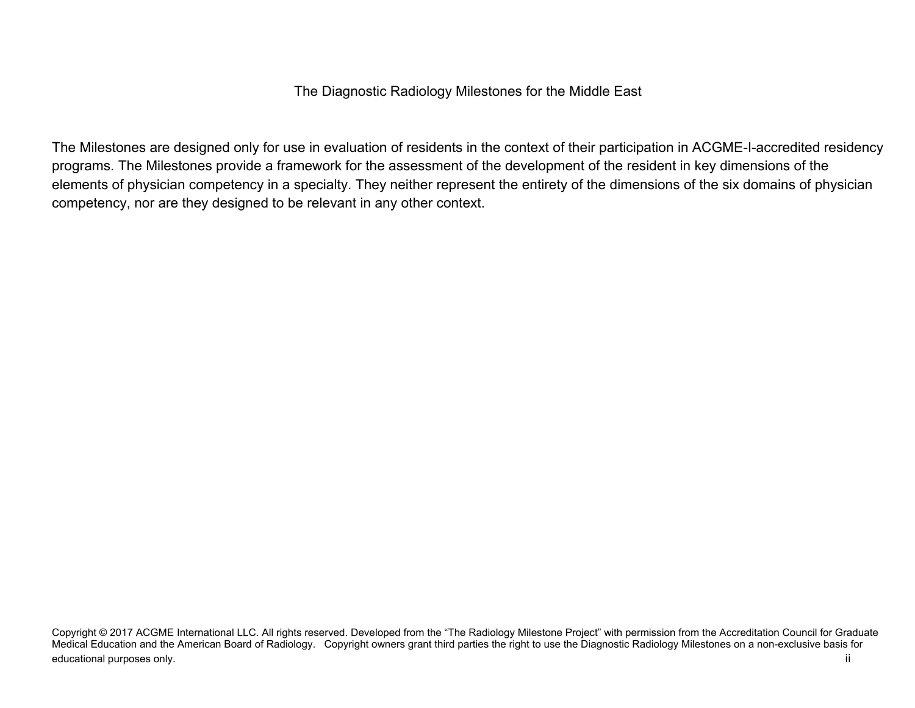The Diagnostic Radiology Milestones for the Middle East

The Milestones are designed only for use in evaluation of residents in the context of their participation in ACGME-I-accredited residency programs. The Milestones provide a framework for the assessment of the development of the resident in key dimensions of the elements of physician competency in a specialty. They neither represent the entirety of the dimensions of the six domains of physician competency, nor are they designed to be relevant in any other context.

Copyright © 2017 ACGME International LLC. All rights reserved. Developed from the "The Radiology Milestone Project" with permission from the Accreditation Council for Graduate Medical Education and the American Board of Radiology. Copyright owners grant third parties the right to use the Diagnostic Radiology Milestones on a non-exclusive basis for educational purposes only.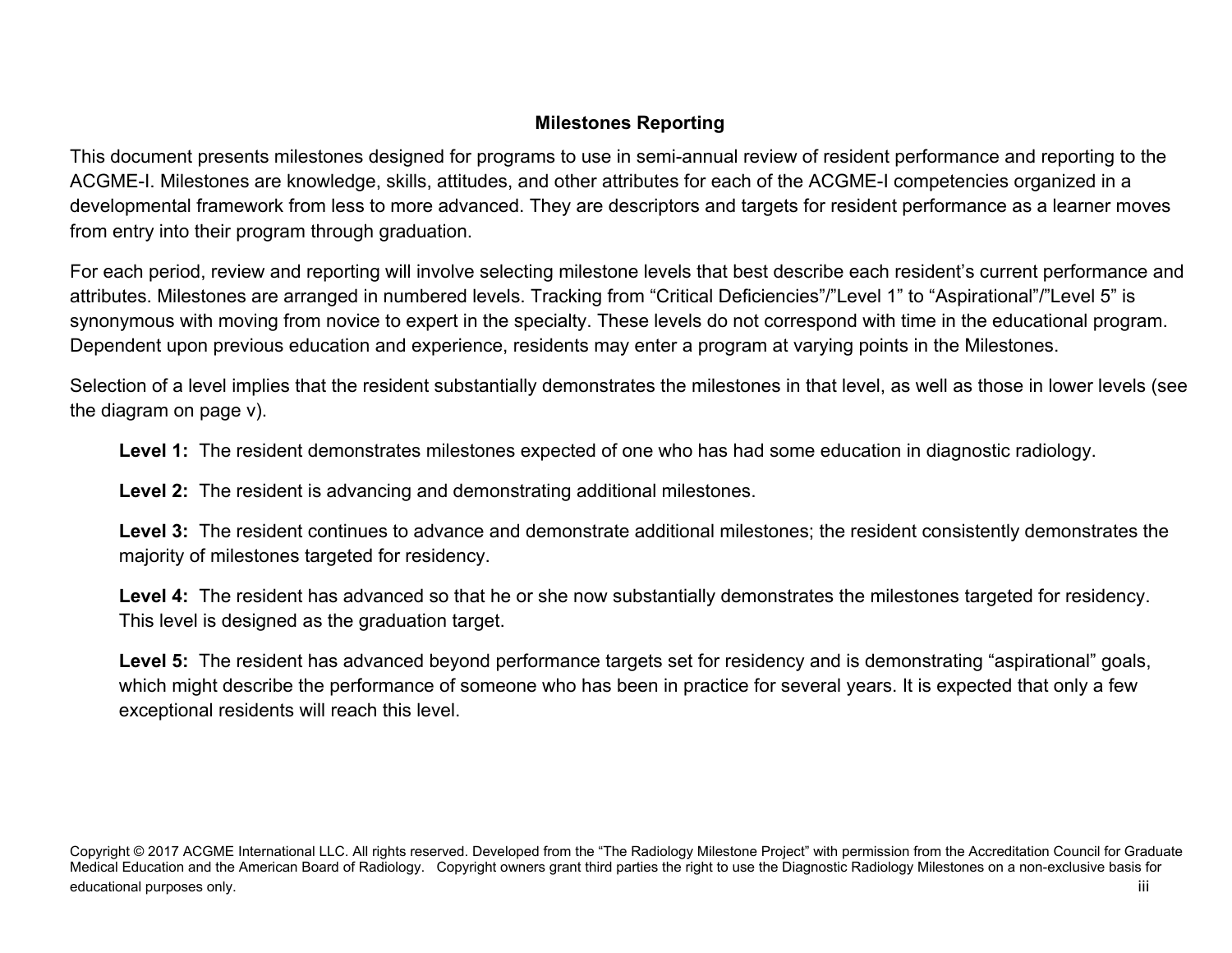## Milestones Reporting

This document presents milestones designed for programs to use in semi-annual review of resident performance and reporting to the ACGME-I. Milestones are knowledge, skills, attitudes, and other attributes for each of the ACGME-I competencies organized in a developmental framework from less to more advanced. They are descriptors and targets for resident performance as a learner moves from entry into their program through graduation.

For each period, review and reporting will involve selecting milestone levels that best describe each resident's current performance and attributes. Milestones are arranged in numbered levels. Tracking from "Critical Deficiencies"/"Level 1" to "Aspirational"/"Level 5" is synonymous with moving from novice to expert in the specialty. These levels do not correspond with time in the educational program. Dependent upon previous education and experience, residents may enter a program at varying points in the Milestones.

Selection of a level implies that the resident substantially demonstrates the milestones in that level, as well as those in lower levels (see the diagram on page v).

**Level 1:** The resident demonstrates milestones expected of one who has had some education in diagnostic radiology.

**Level 2:** The resident is advancing and demonstrating additional milestones.

**Level 3:** The resident continues to advance and demonstrate additional milestones; the resident consistently demonstrates the majority of milestones targeted for residency.

**Level 4:** The resident has advanced so that he or she now substantially demonstrates the milestones targeted for residency. This level is designed as the graduation target.

**Level 5:** The resident has advanced beyond performance targets set for residency and is demonstrating "aspirational" goals, which might describe the performance of someone who has been in practice for several years. It is expected that only a few exceptional residents will reach this level.

Copyright © 2017 ACGME International LLC. All rights reserved. Developed from the "The Radiology Milestone Project" with permission from the Accreditation Council for Graduate Medical Education and the American Board of Radiology. Copyright owners grant third parties the right to use the Diagnostic Radiology Milestones on a non-exclusive basis for educational purposes only.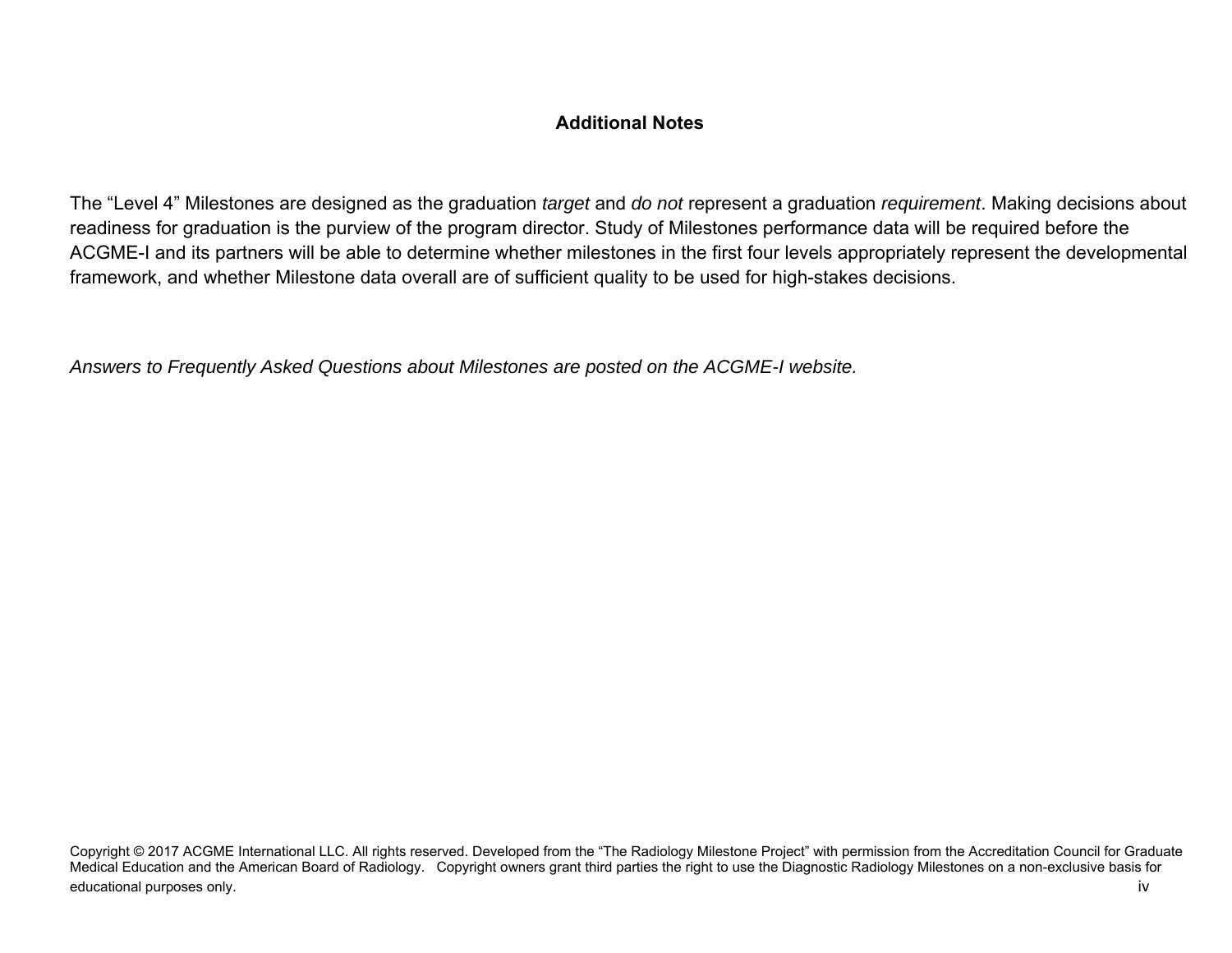## Additional Notes

The “Level 4” Milestones are designed as the graduation *target* and *do not* represent a graduation *requirement*. Making decisions about readiness for graduation is the purview of the program director. Study of Milestones performance data will be required before the ACGME-I and its partners will be able to determine whether milestones in the first four levels appropriately represent the developmental framework, and whether Milestone data overall are of sufficient quality to be used for high-stakes decisions.

*Answers to Frequently Asked Questions about Milestones are posted on the ACGME-I website.*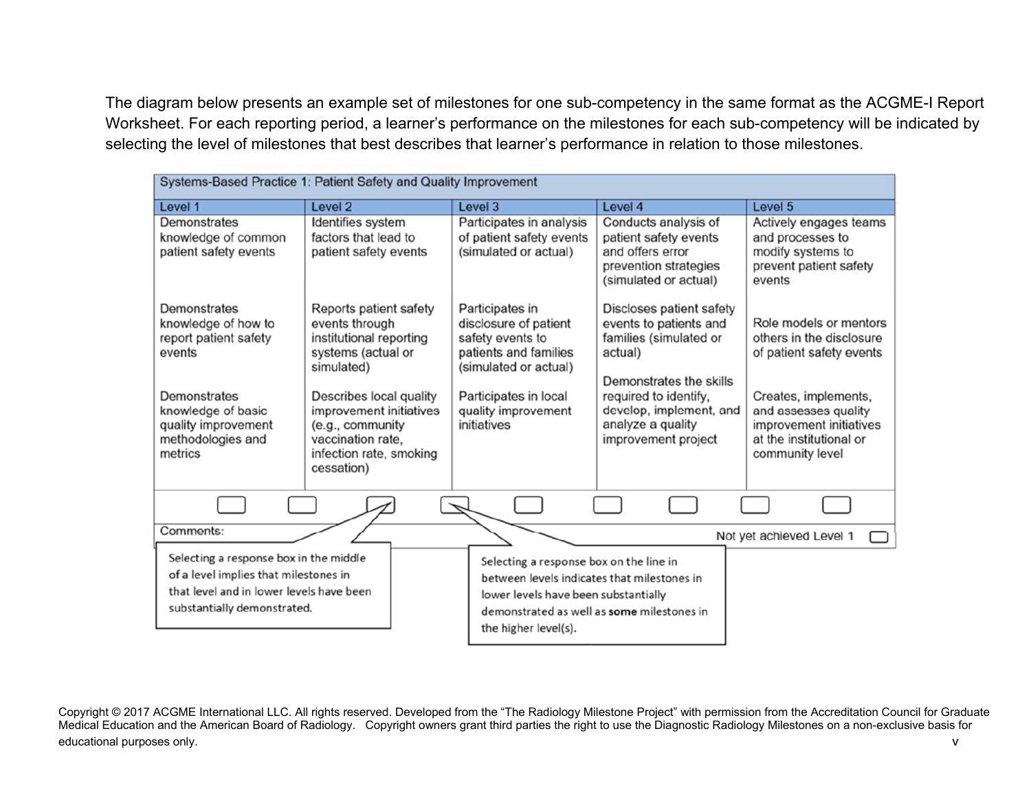The diagram below presents an example set of milestones for one sub-competency in the same format as the ACGME-I Report Worksheet. For each reporting period, a learner's performance on the milestones for each sub-competency will be indicated by selecting the level of milestones that best describes that learner's performance in relation to those milestones.

| Systems-Based Practice 1: Patient Safety and Quality Improvement | | | | |
|---|---|---|---|---|
| **Level 1** | **Level 2** | **Level 3** | **Level 4** | **Level 5** |
| Demonstrates knowledge of common patient safety events | Identifies system factors that lead to patient safety events | Participates in analysis of patient safety events (simulated or actual) | Conducts analysis of patient safety events and offers error prevention strategies (simulated or actual) | Actively engages teams and processes to modify systems to prevent patient safety events |
| Demonstrates knowledge of how to report patient safety events | Reports patient safety events through institutional reporting systems (actual or simulated) | Participates in disclosure of patient safety events to patients and families (simulated or actual) | Discloses patient safety events to patients and families (simulated or actual) | Role models or mentors others in the disclosure of patient safety events |
| Demonstrates knowledge of basic quality improvement methodologies and metrics | Describes local quality improvement initiatives (e.g., community vaccination rate, infection rate, smoking cessation) | Participates in local quality improvement initiatives | Demonstrates the skills required to identify, develop, implement, and analyze a quality improvement project | Creates, implements, and assesses quality improvement initiatives at the institutional or community level |

Comments: Not yet achieved Level 1

Selecting a response box in the middle of a level implies that milestones in that level and in lower levels have been substantially demonstrated.

Selecting a response box on the line in between levels indicates that milestones in lower levels have been substantially demonstrated as well as **some** milestones in the higher level(s).

Copyright © 2017 ACGME International LLC. All rights reserved. Developed from the "The Radiology Milestone Project" with permission from the Accreditation Council for Graduate Medical Education and the American Board of Radiology. Copyright owners grant third parties the right to use the Diagnostic Radiology Milestones on a non-exclusive basis for educational purposes only.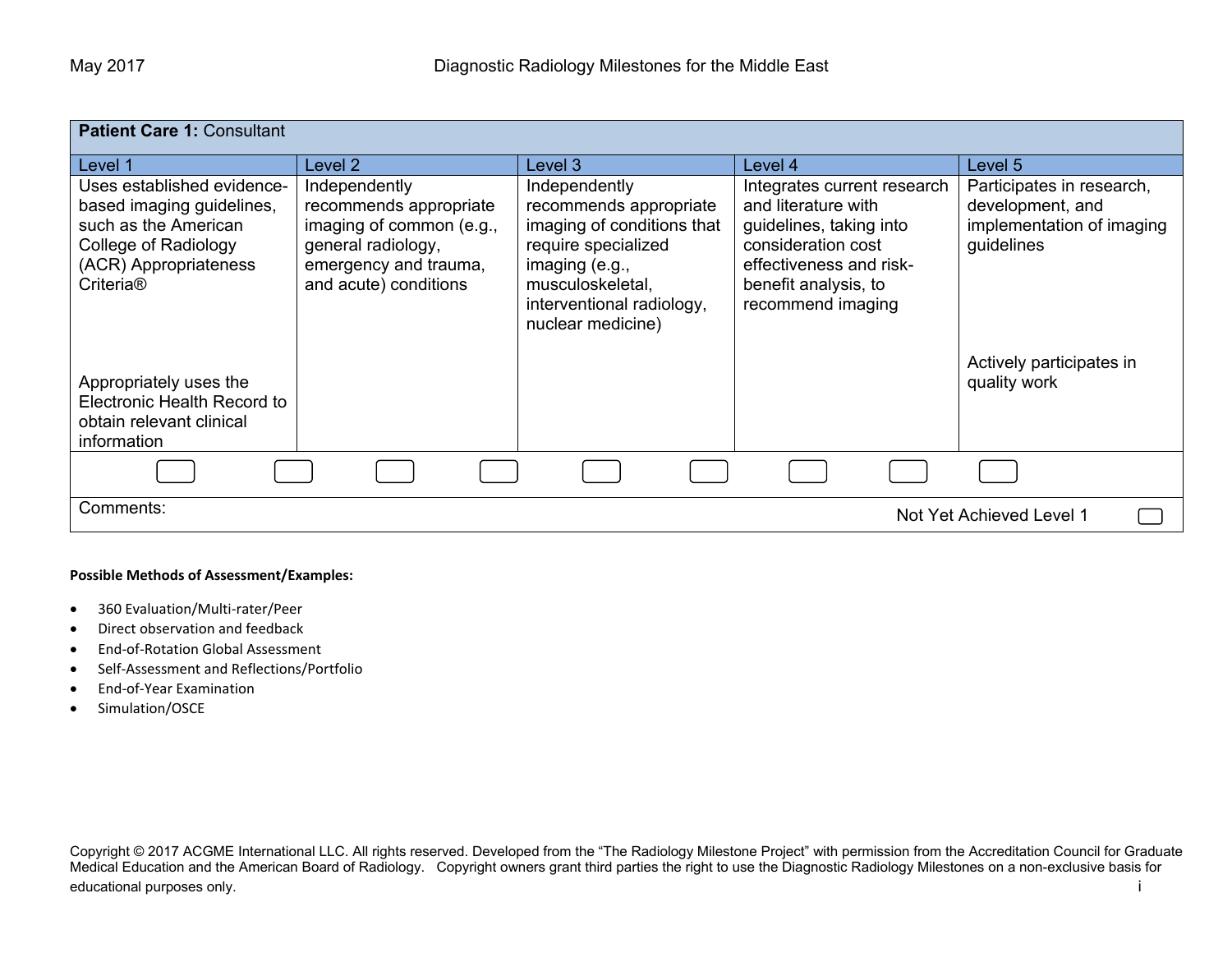| **Patient Care 1:** Consultant | | | | |
|---|---|---|---|---|
| Level 1 | Level 2 | Level 3 | Level 4 | Level 5 |
| Uses established evidence-based imaging guidelines, such as the American College of Radiology (ACR) Appropriateness Criteria®<br><br>Appropriately uses the Electronic Health Record to obtain relevant clinical information | Independently recommends appropriate imaging of common (e.g., general radiology, emergency and trauma, and acute) conditions | Independently recommends appropriate imaging of conditions that require specialized imaging (e.g., musculoskeletal, interventional radiology, nuclear medicine) | Integrates current research and literature with guidelines, taking into consideration cost effectiveness and risk-benefit analysis, to recommend imaging | Participates in research, development, and implementation of imaging guidelines<br><br>Actively participates in quality work |

Comments:

Not Yet Achieved Level 1

**Possible Methods of Assessment/Examples:**

- 360 Evaluation/Multi-rater/Peer
- Direct observation and feedback
- End-of-Rotation Global Assessment
- Self-Assessment and Reflections/Portfolio
- End-of-Year Examination
- Simulation/OSCE

Copyright © 2017 ACGME International LLC. All rights reserved. Developed from the "The Radiology Milestone Project" with permission from the Accreditation Council for Graduate Medical Education and the American Board of Radiology. Copyright owners grant third parties the right to use the Diagnostic Radiology Milestones on a non-exclusive basis for educational purposes only.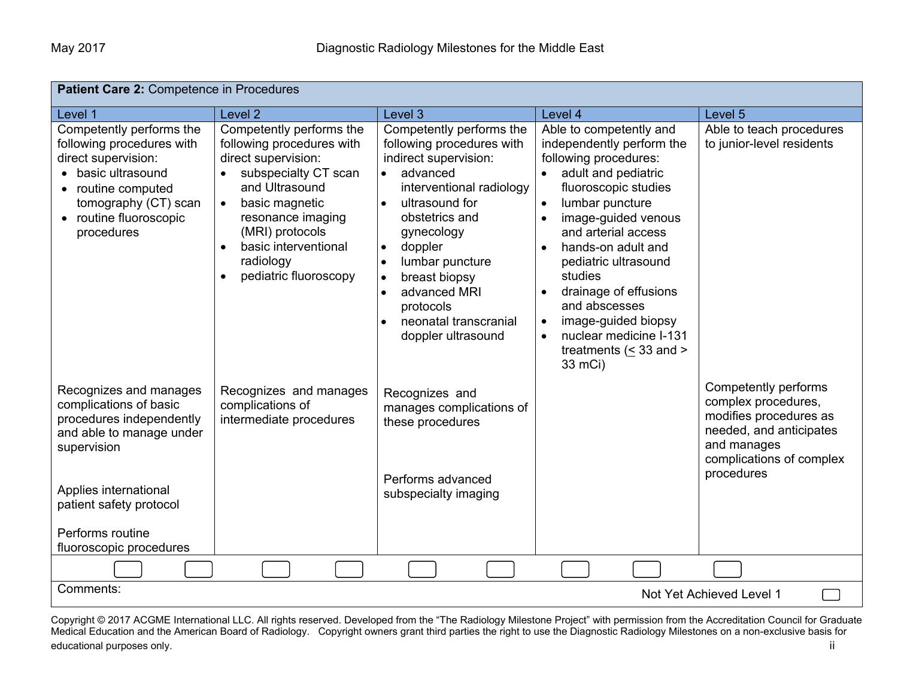| **Patient Care 2:** Competence in Procedures | | | | |
|---|---|---|---|---|
| Level 1 | Level 2 | Level 3 | Level 4 | Level 5 |
| Competently performs the following procedures with direct supervision:<br>• basic ultrasound<br>• routine computed tomography (CT) scan<br>• routine fluoroscopic procedures | Competently performs the following procedures with direct supervision:<br>• subspecialty CT scan and Ultrasound<br>• basic magnetic resonance imaging (MRI) protocols<br>• basic interventional radiology<br>• pediatric fluoroscopy | Competently performs the following procedures with indirect supervision:<br>• advanced interventional radiology<br>• ultrasound for obstetrics and gynecology<br>• doppler<br>• lumbar puncture<br>• breast biopsy<br>• advanced MRI protocols<br>• neonatal transcranial doppler ultrasound | Able to competently and independently perform the following procedures:<br>• adult and pediatric fluoroscopic studies<br>• lumbar puncture<br>• image-guided venous and arterial access<br>• hands-on adult and pediatric ultrasound studies<br>• drainage of effusions and abscesses<br>• image-guided biopsy<br>• nuclear medicine I-131 treatments ($\leq$ 33 and > 33 mCi) | Able to teach procedures to junior-level residents |
| Recognizes and manages complications of basic procedures independently and able to manage under supervision<br><br>Applies international patient safety protocol<br><br>Performs routine fluoroscopic procedures | Recognizes and manages complications of intermediate procedures | Recognizes and manages complications of these procedures<br><br>Performs advanced subspecialty imaging | | Competently performs complex procedures, modifies procedures as needed, and anticipates and manages complications of complex procedures |

Comments:

Not Yet Achieved Level 1 ☐

Copyright © 2017 ACGME International LLC. All rights reserved. Developed from the "The Radiology Milestone Project" with permission from the Accreditation Council for Graduate Medical Education and the American Board of Radiology. Copyright owners grant third parties the right to use the Diagnostic Radiology Milestones on a non-exclusive basis for educational purposes only.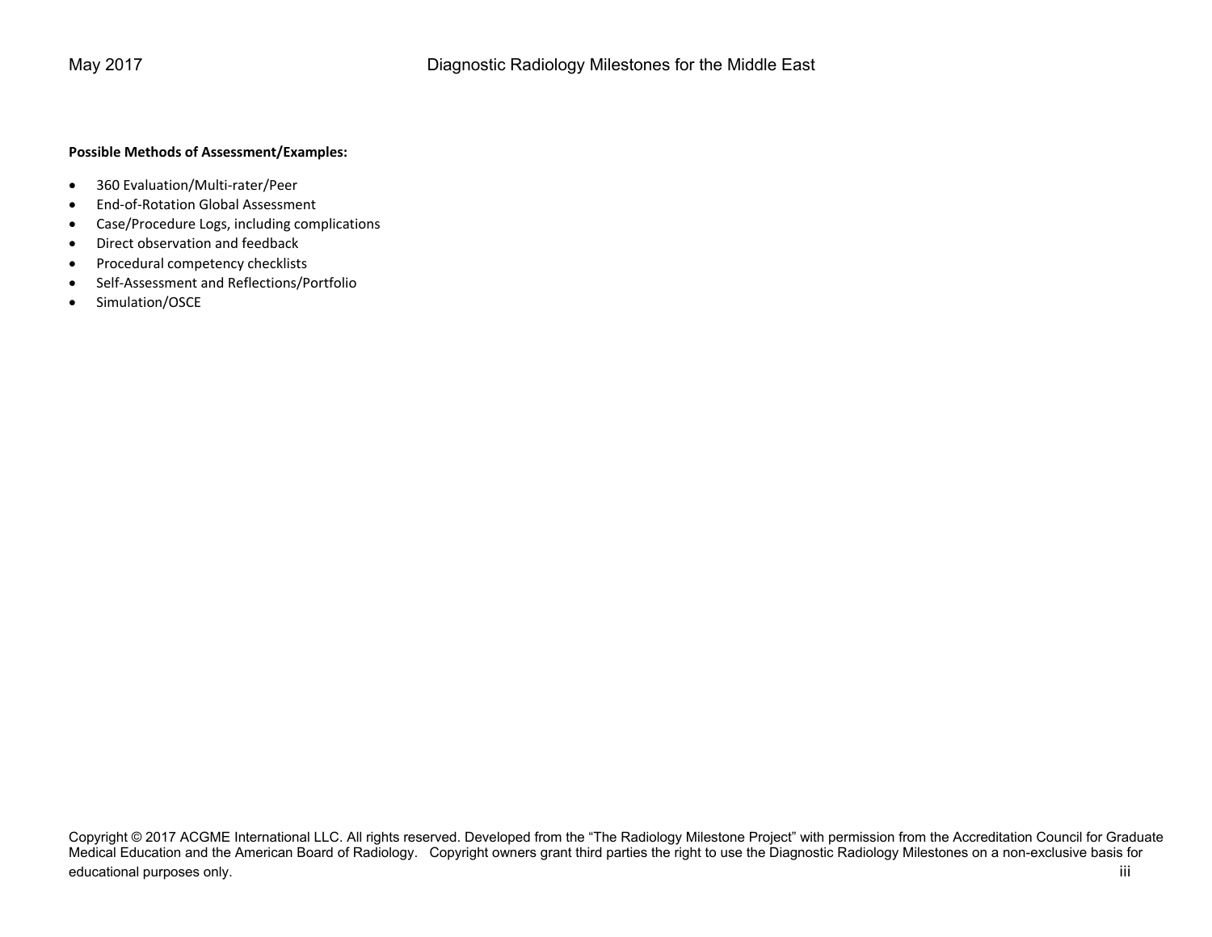**Possible Methods of Assessment/Examples:**

- 360 Evaluation/Multi-rater/Peer
- End-of-Rotation Global Assessment
- Case/Procedure Logs, including complications
- Direct observation and feedback
- Procedural competency checklists
- Self-Assessment and Reflections/Portfolio
- Simulation/OSCE

Copyright © 2017 ACGME International LLC. All rights reserved. Developed from the "The Radiology Milestone Project" with permission from the Accreditation Council for Graduate Medical Education and the American Board of Radiology. Copyright owners grant third parties the right to use the Diagnostic Radiology Milestones on a non-exclusive basis for educational purposes only.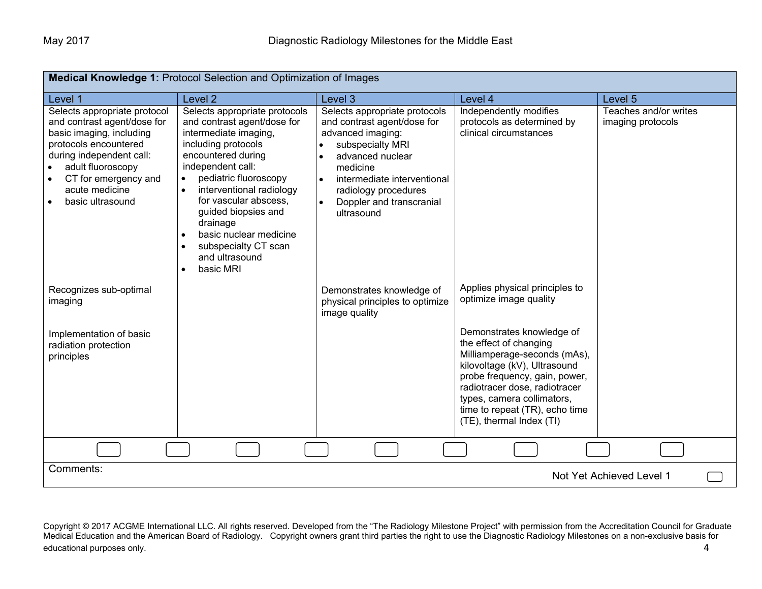| **Medical Knowledge 1:** Protocol Selection and Optimization of Images | | | | |
|---|---|---|---|---|
| Level 1 | Level 2 | Level 3 | Level 4 | Level 5 |
| Selects appropriate protocol and contrast agent/dose for basic imaging, including protocols encountered during independent call:<br>• adult fluoroscopy<br>• CT for emergency and acute medicine<br>• basic ultrasound | Selects appropriate protocols and contrast agent/dose for intermediate imaging, including protocols encountered during independent call:<br>• pediatric fluoroscopy<br>• interventional radiology for vascular abscess, guided biopsies and drainage<br>• basic nuclear medicine<br>• subspecialty CT scan and ultrasound<br>• basic MRI | Selects appropriate protocols and contrast agent/dose for advanced imaging:<br>• subspecialty MRI<br>• advanced nuclear medicine<br>• intermediate interventional radiology procedures<br>• Doppler and transcranial ultrasound | Independently modifies protocols as determined by clinical circumstances | Teaches and/or writes imaging protocols |
| Recognizes sub-optimal imaging | | Demonstrates knowledge of physical principles to optimize image quality | Applies physical principles to optimize image quality | |
| Implementation of basic radiation protection principles | | | Demonstrates knowledge of the effect of changing Milliamperage-seconds (mAs), kilovoltage (kV), Ultrasound probe frequency, gain, power, radiotracer dose, radiotracer types, camera collimators, time to repeat (TR), echo time (TE), thermal Index (TI) | |

Comments:

Not Yet Achieved Level 1

Copyright © 2017 ACGME International LLC. All rights reserved. Developed from the "The Radiology Milestone Project" with permission from the Accreditation Council for Graduate Medical Education and the American Board of Radiology. Copyright owners grant third parties the right to use the Diagnostic Radiology Milestones on a non-exclusive basis for educational purposes only.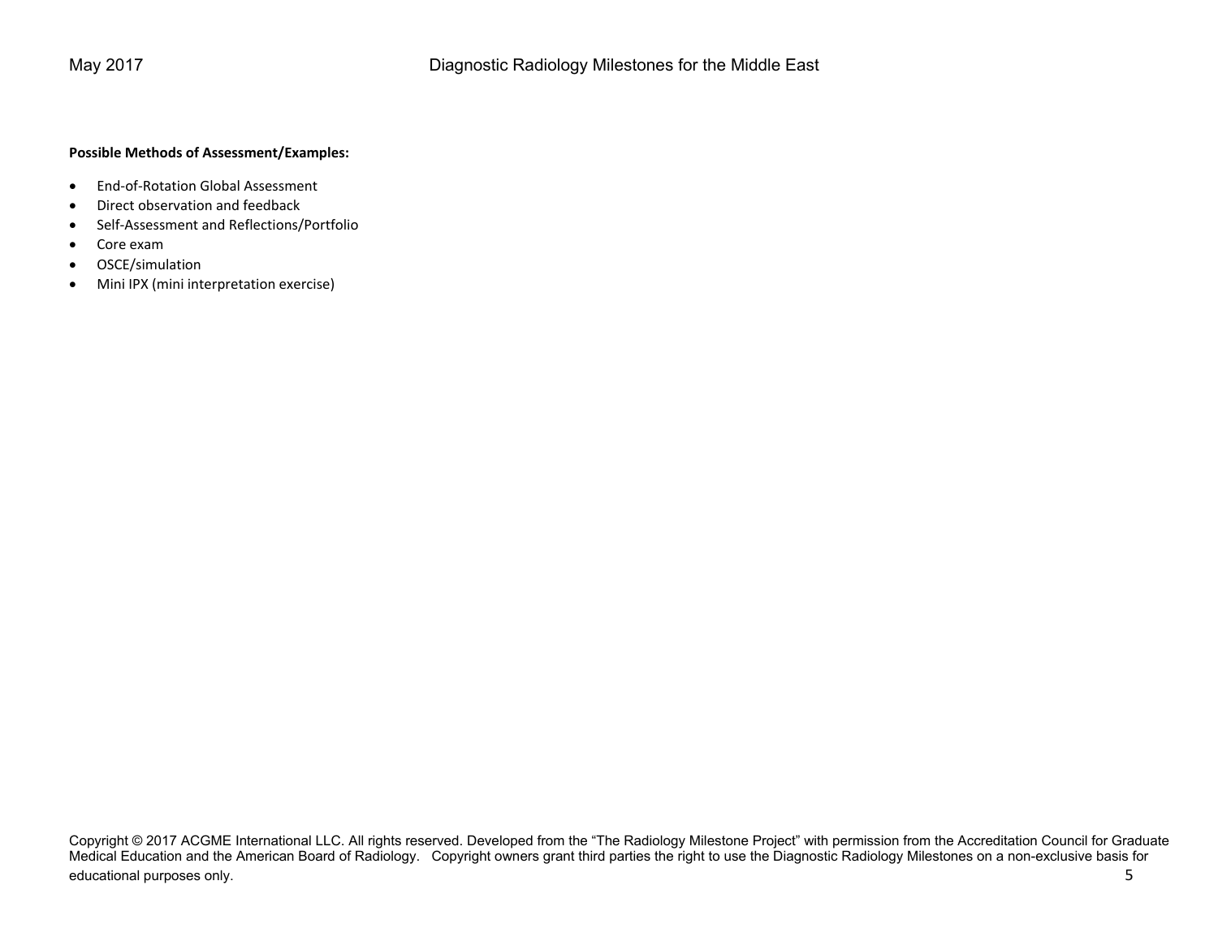**Possible Methods of Assessment/Examples:**

- End-of-Rotation Global Assessment
- Direct observation and feedback
- Self-Assessment and Reflections/Portfolio
- Core exam
- OSCE/simulation
- Mini IPX (mini interpretation exercise)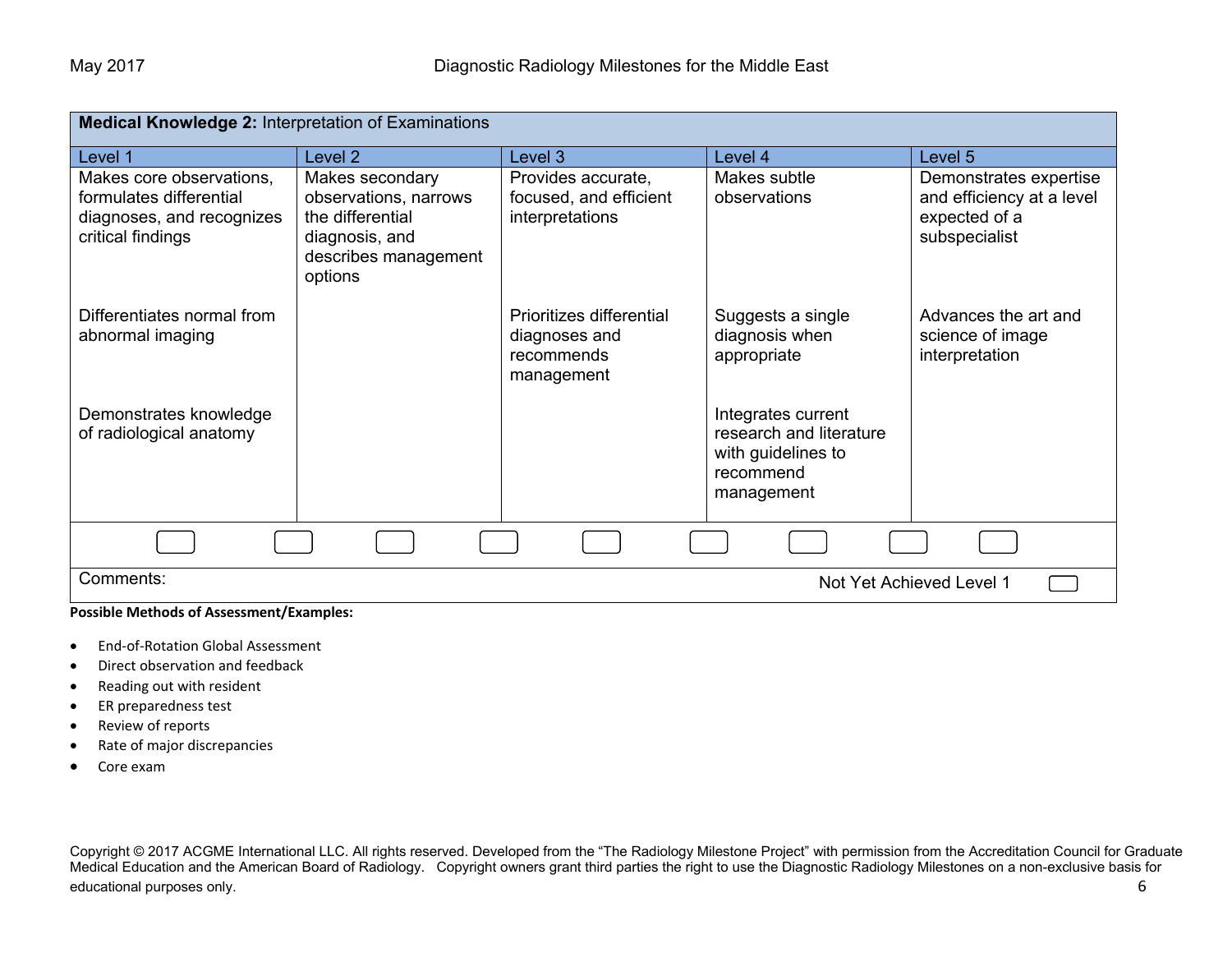| **Medical Knowledge 2:** Interpretation of Examinations | | | | |
|---|---|---|---|---|
| Level 1 | Level 2 | Level 3 | Level 4 | Level 5 |
| Makes core observations, formulates differential diagnoses, and recognizes critical findings | Makes secondary observations, narrows the differential diagnosis, and describes management options | Provides accurate, focused, and efficient interpretations | Makes subtle observations | Demonstrates expertise and efficiency at a level expected of a subspecialist |
| Differentiates normal from abnormal imaging | | Prioritizes differential diagnoses and recommends management | Suggests a single diagnosis when appropriate | Advances the art and science of image interpretation |
| Demonstrates knowledge of radiological anatomy | | | Integrates current research and literature with guidelines to recommend management | |

Comments:

Not Yet Achieved Level 1

**Possible Methods of Assessment/Examples:**

- End-of-Rotation Global Assessment
- Direct observation and feedback
- Reading out with resident
- ER preparedness test
- Review of reports
- Rate of major discrepancies
- Core exam

Copyright © 2017 ACGME International LLC. All rights reserved. Developed from the "The Radiology Milestone Project" with permission from the Accreditation Council for Graduate Medical Education and the American Board of Radiology. Copyright owners grant third parties the right to use the Diagnostic Radiology Milestones on a non-exclusive basis for educational purposes only.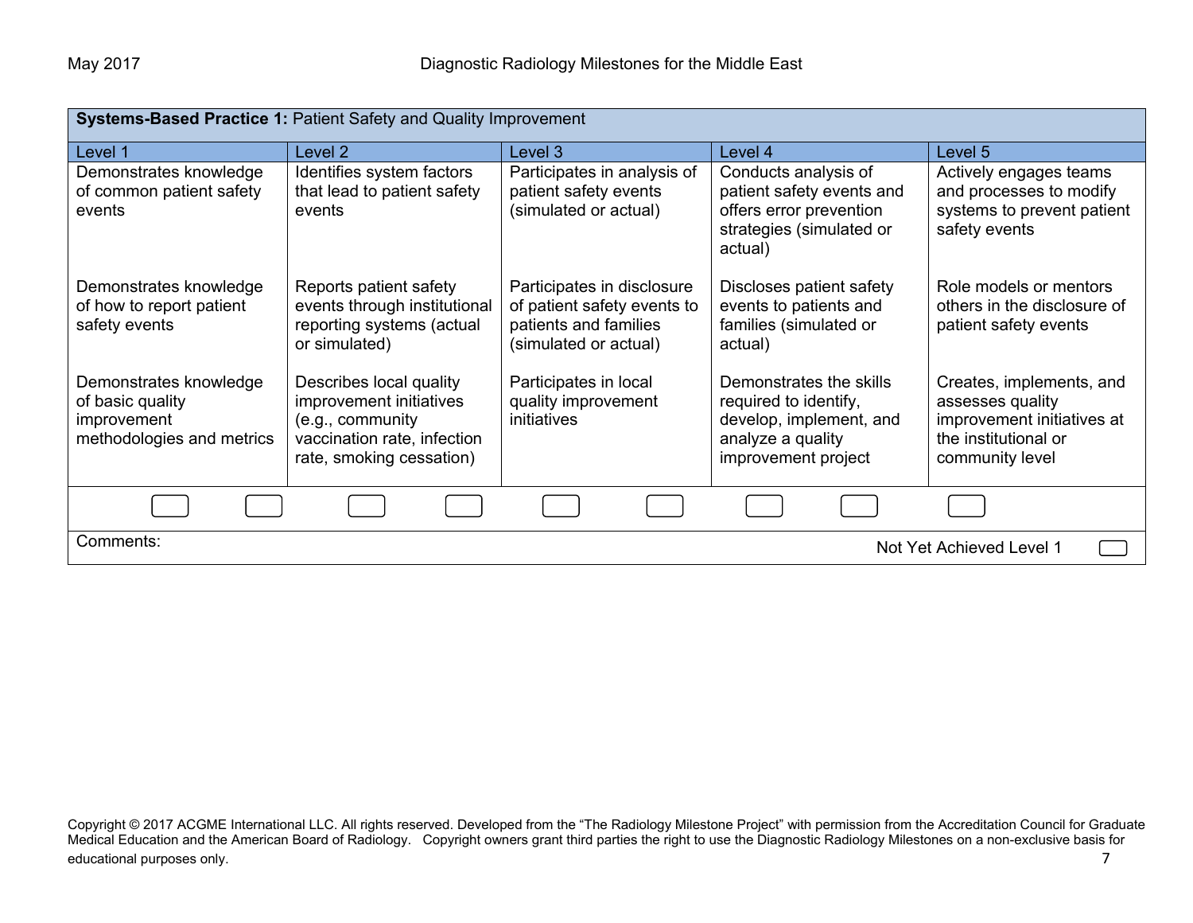| **Systems-Based Practice 1:** Patient Safety and Quality Improvement | | | | |
|---|---|---|---|---|
| Level 1 | Level 2 | Level 3 | Level 4 | Level 5 |
| Demonstrates knowledge of common patient safety events | Identifies system factors that lead to patient safety events | Participates in analysis of patient safety events (simulated or actual) | Conducts analysis of patient safety events and offers error prevention strategies (simulated or actual) | Actively engages teams and processes to modify systems to prevent patient safety events |
| Demonstrates knowledge of how to report patient safety events | Reports patient safety events through institutional reporting systems (actual or simulated) | Participates in disclosure of patient safety events to patients and families (simulated or actual) | Discloses patient safety events to patients and families (simulated or actual) | Role models or mentors others in the disclosure of patient safety events |
| Demonstrates knowledge of basic quality improvement methodologies and metrics | Describes local quality improvement initiatives (e.g., community vaccination rate, infection rate, smoking cessation) | Participates in local quality improvement initiatives | Demonstrates the skills required to identify, develop, implement, and analyze a quality improvement project | Creates, implements, and assesses quality improvement initiatives at the institutional or community level |

Comments:

Not Yet Achieved Level 1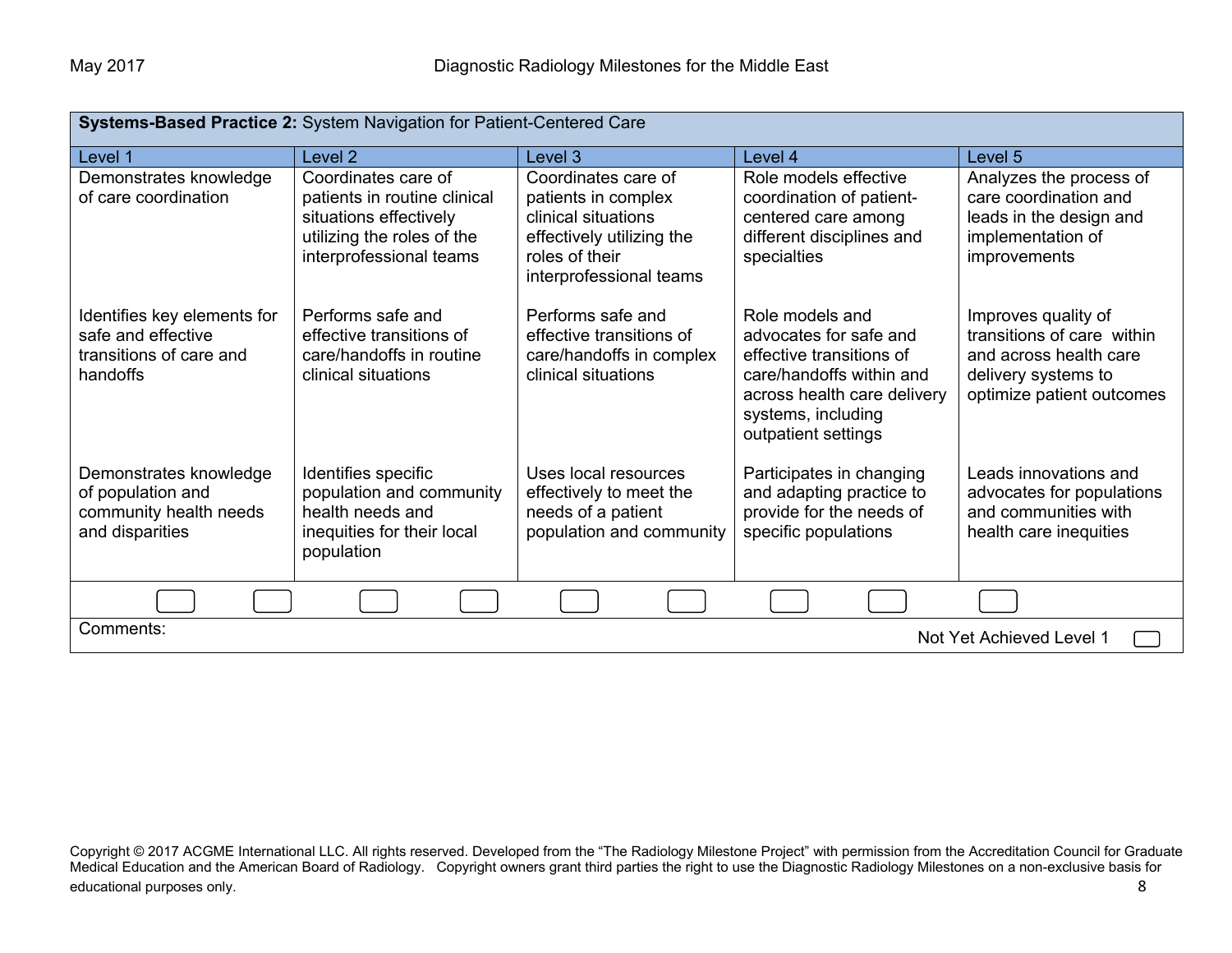| **Systems-Based Practice 2:** System Navigation for Patient-Centered Care | | | | |
|---|---|---|---|---|
| Level 1 | Level 2 | Level 3 | Level 4 | Level 5 |
| Demonstrates knowledge of care coordination | Coordinates care of patients in routine clinical situations effectively utilizing the roles of the interprofessional teams | Coordinates care of patients in complex clinical situations effectively utilizing the roles of their interprofessional teams | Role models effective coordination of patient-centered care among different disciplines and specialties | Analyzes the process of care coordination and leads in the design and implementation of improvements |
| Identifies key elements for safe and effective transitions of care and handoffs | Performs safe and effective transitions of care/handoffs in routine clinical situations | Performs safe and effective transitions of care/handoffs in complex clinical situations | Role models and advocates for safe and effective transitions of care/handoffs within and across health care delivery systems, including outpatient settings | Improves quality of transitions of care within and across health care delivery systems to optimize patient outcomes |
| Demonstrates knowledge of population and community health needs and disparities | Identifies specific population and community health needs and inequities for their local population | Uses local resources effectively to meet the needs of a patient population and community | Participates in changing and adapting practice to provide for the needs of specific populations | Leads innovations and advocates for populations and communities with health care inequities |

Comments:

Not Yet Achieved Level 1

Copyright © 2017 ACGME International LLC. All rights reserved. Developed from the "The Radiology Milestone Project" with permission from the Accreditation Council for Graduate Medical Education and the American Board of Radiology. Copyright owners grant third parties the right to use the Diagnostic Radiology Milestones on a non-exclusive basis for educational purposes only.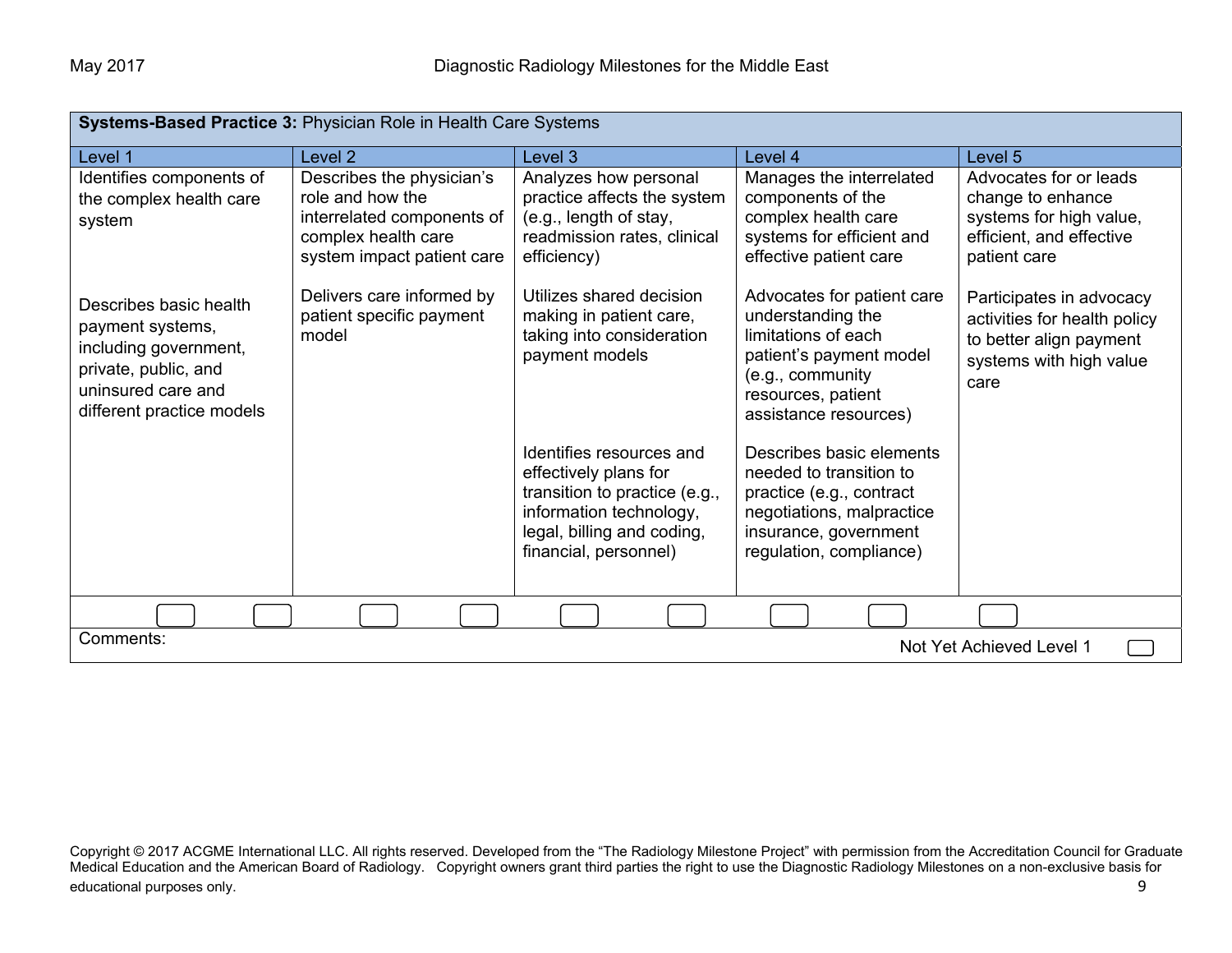| **Systems-Based Practice 3:** Physician Role in Health Care Systems | | | | |
|---|---|---|---|---|
| Level 1 | Level 2 | Level 3 | Level 4 | Level 5 |
| Identifies components of the complex health care system | Describes the physician's role and how the interrelated components of complex health care system impact patient care | Analyzes how personal practice affects the system (e.g., length of stay, readmission rates, clinical efficiency) | Manages the interrelated components of the complex health care systems for efficient and effective patient care | Advocates for or leads change to enhance systems for high value, efficient, and effective patient care |
| Describes basic health payment systems, including government, private, public, and uninsured care and different practice models | Delivers care informed by patient specific payment model | Utilizes shared decision making in patient care, taking into consideration payment models | Advocates for patient care understanding the limitations of each patient's payment model (e.g., community resources, patient assistance resources) | Participates in advocacy activities for health policy to better align payment systems with high value care |
| | | Identifies resources and effectively plans for transition to practice (e.g., information technology, legal, billing and coding, financial, personnel) | Describes basic elements needed to transition to practice (e.g., contract negotiations, malpractice insurance, government regulation, compliance) | |

Comments:

Not Yet Achieved Level 1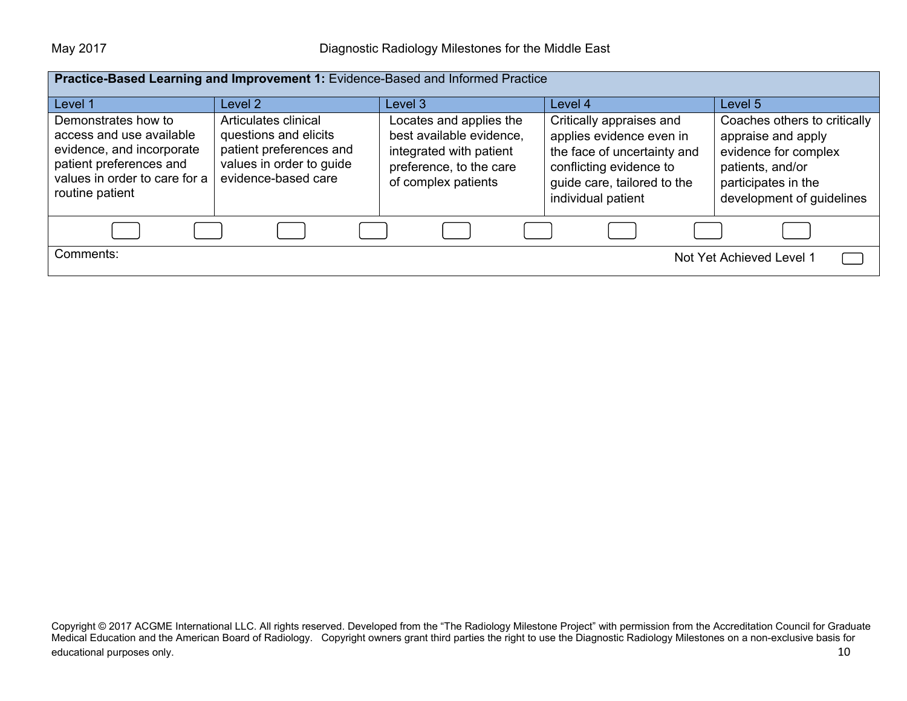| **Practice-Based Learning and Improvement 1:** Evidence-Based and Informed Practice | | | | |
|---|---|---|---|---|
| Level 1 | Level 2 | Level 3 | Level 4 | Level 5 |
| Demonstrates how to access and use available evidence, and incorporate patient preferences and values in order to care for a routine patient | Articulates clinical questions and elicits patient preferences and values in order to guide evidence-based care | Locates and applies the best available evidence, integrated with patient preference, to the care of complex patients | Critically appraises and applies evidence even in the face of uncertainty and conflicting evidence to guide care, tailored to the individual patient | Coaches others to critically appraise and apply evidence for complex patients, and/or participates in the development of guidelines |

Comments:

Not Yet Achieved Level 1

Copyright © 2017 ACGME International LLC. All rights reserved. Developed from the "The Radiology Milestone Project" with permission from the Accreditation Council for Graduate Medical Education and the American Board of Radiology. Copyright owners grant third parties the right to use the Diagnostic Radiology Milestones on a non-exclusive basis for educational purposes only.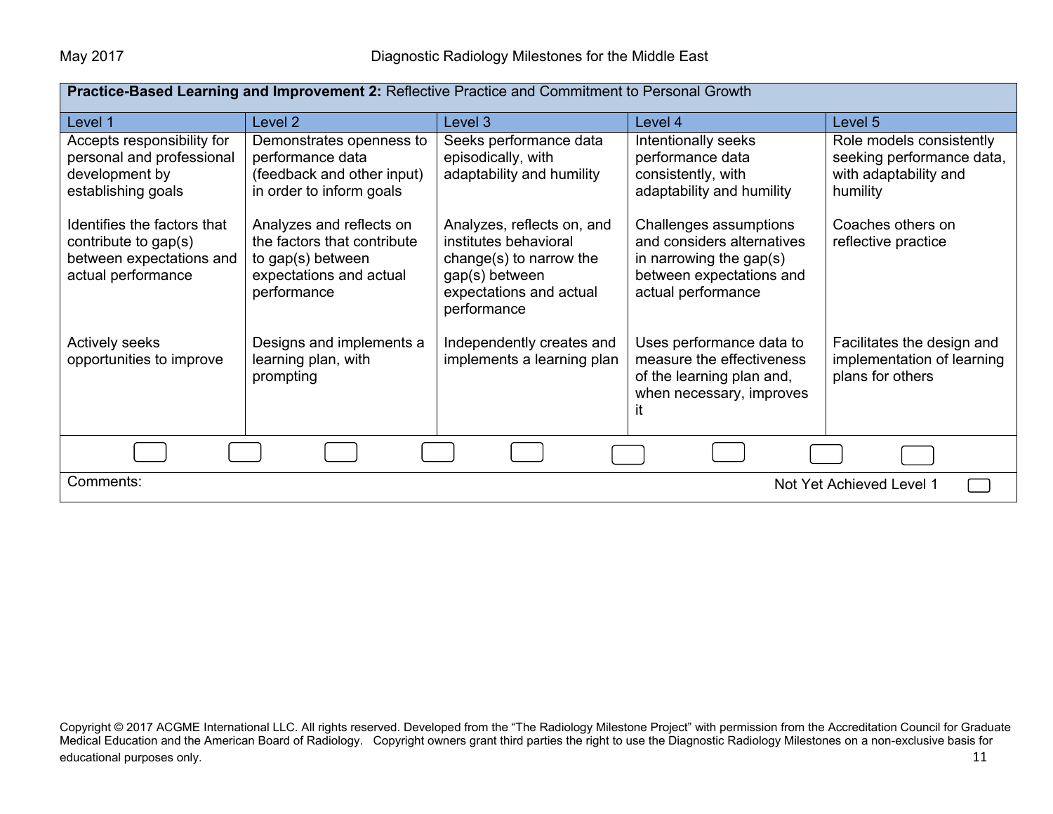| **Practice-Based Learning and Improvement 2:** Reflective Practice and Commitment to Personal Growth | | | | |
|---|---|---|---|---|
| Level 1 | Level 2 | Level 3 | Level 4 | Level 5 |
| Accepts responsibility for personal and professional development by establishing goals<br><br>Identifies the factors that contribute to gap(s) between expectations and actual performance<br><br>Actively seeks opportunities to improve | Demonstrates openness to performance data (feedback and other input) in order to inform goals<br><br>Analyzes and reflects on the factors that contribute to gap(s) between expectations and actual performance<br><br>Designs and implements a learning plan, with prompting | Seeks performance data episodically, with adaptability and humility<br><br>Analyzes, reflects on, and institutes behavioral change(s) to narrow the gap(s) between expectations and actual performance<br><br>Independently creates and implements a learning plan | Intentionally seeks performance data consistently, with adaptability and humility<br><br>Challenges assumptions and considers alternatives in narrowing the gap(s) between expectations and actual performance<br><br>Uses performance data to measure the effectiveness of the learning plan and, when necessary, improves it | Role models consistently seeking performance data, with adaptability and humility<br><br>Coaches others on reflective practice<br><br>Facilitates the design and implementation of learning plans for others |

Comments: Not Yet Achieved Level 1

Copyright © 2017 ACGME International LLC. All rights reserved. Developed from the "The Radiology Milestone Project" with permission from the Accreditation Council for Graduate Medical Education and the American Board of Radiology. Copyright owners grant third parties the right to use the Diagnostic Radiology Milestones on a non-exclusive basis for educational purposes only.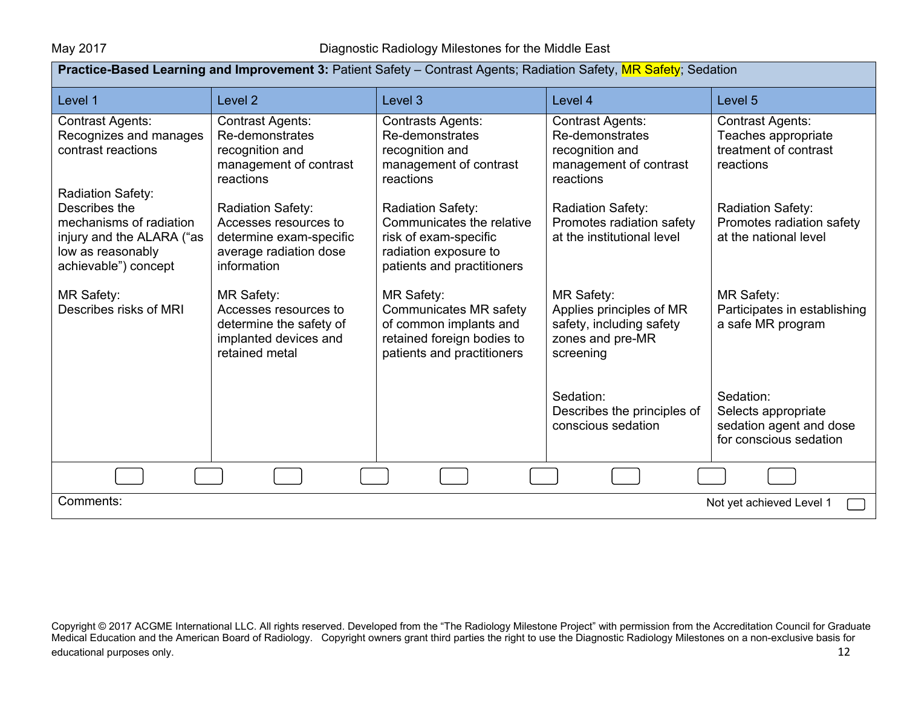**Practice-Based Learning and Improvement 3:** Patient Safety – Contrast Agents; Radiation Safety, MR Safety; Sedation

| Level 1 | Level 2 | Level 3 | Level 4 | Level 5 |
|---|---|---|---|---|
| Contrast Agents: Recognizes and manages contrast reactions | Contrast Agents: Re-demonstrates recognition and management of contrast reactions | Contrasts Agents: Re-demonstrates recognition and management of contrast reactions | Contrast Agents: Re-demonstrates recognition and management of contrast reactions | Contrast Agents: Teaches appropriate treatment of contrast reactions |
| Radiation Safety: Describes the mechanisms of radiation injury and the ALARA ("as low as reasonably achievable") concept | Radiation Safety: Accesses resources to determine exam-specific average radiation dose information | Radiation Safety: Communicates the relative risk of exam-specific radiation exposure to patients and practitioners | Radiation Safety: Promotes radiation safety at the institutional level | Radiation Safety: Promotes radiation safety at the national level |
| MR Safety: Describes risks of MRI | MR Safety: Accesses resources to determine the safety of implanted devices and retained metal | MR Safety: Communicates MR safety of common implants and retained foreign bodies to patients and practitioners | MR Safety: Applies principles of MR safety, including safety zones and pre-MR screening | MR Safety: Participates in establishing a safe MR program |
| | | | Sedation: Describes the principles of conscious sedation | Sedation: Selects appropriate sedation agent and dose for conscious sedation |

Comments:

Not yet achieved Level 1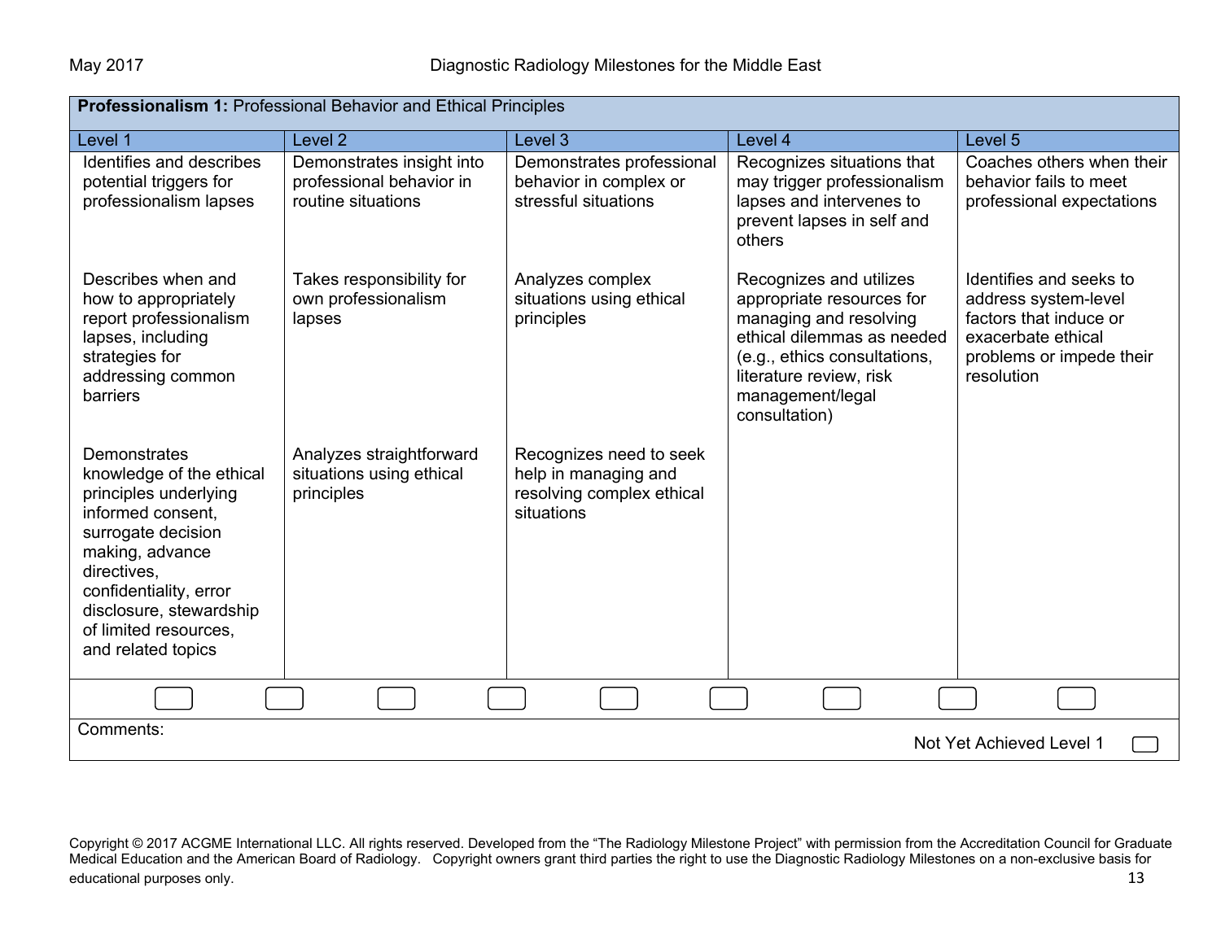**Professionalism 1:** Professional Behavior and Ethical Principles

| Level 1 | Level 2 | Level 3 | Level 4 | Level 5 |
|---|---|---|---|---|
| Identifies and describes potential triggers for professionalism lapses | Demonstrates insight into professional behavior in routine situations | Demonstrates professional behavior in complex or stressful situations | Recognizes situations that may trigger professionalism lapses and intervenes to prevent lapses in self and others | Coaches others when their behavior fails to meet professional expectations |
| Describes when and how to appropriately report professionalism lapses, including strategies for addressing common barriers | Takes responsibility for own professionalism lapses | Analyzes complex situations using ethical principles | Recognizes and utilizes appropriate resources for managing and resolving ethical dilemmas as needed (e.g., ethics consultations, literature review, risk management/legal consultation) | Identifies and seeks to address system-level factors that induce or exacerbate ethical problems or impede their resolution |
| Demonstrates knowledge of the ethical principles underlying informed consent, surrogate decision making, advance directives, confidentiality, error disclosure, stewardship of limited resources, and related topics | Analyzes straightforward situations using ethical principles | Recognizes need to seek help in managing and resolving complex ethical situations | | |

Comments:

Not Yet Achieved Level 1

Copyright © 2017 ACGME International LLC. All rights reserved. Developed from the "The Radiology Milestone Project" with permission from the Accreditation Council for Graduate Medical Education and the American Board of Radiology. Copyright owners grant third parties the right to use the Diagnostic Radiology Milestones on a non-exclusive basis for educational purposes only.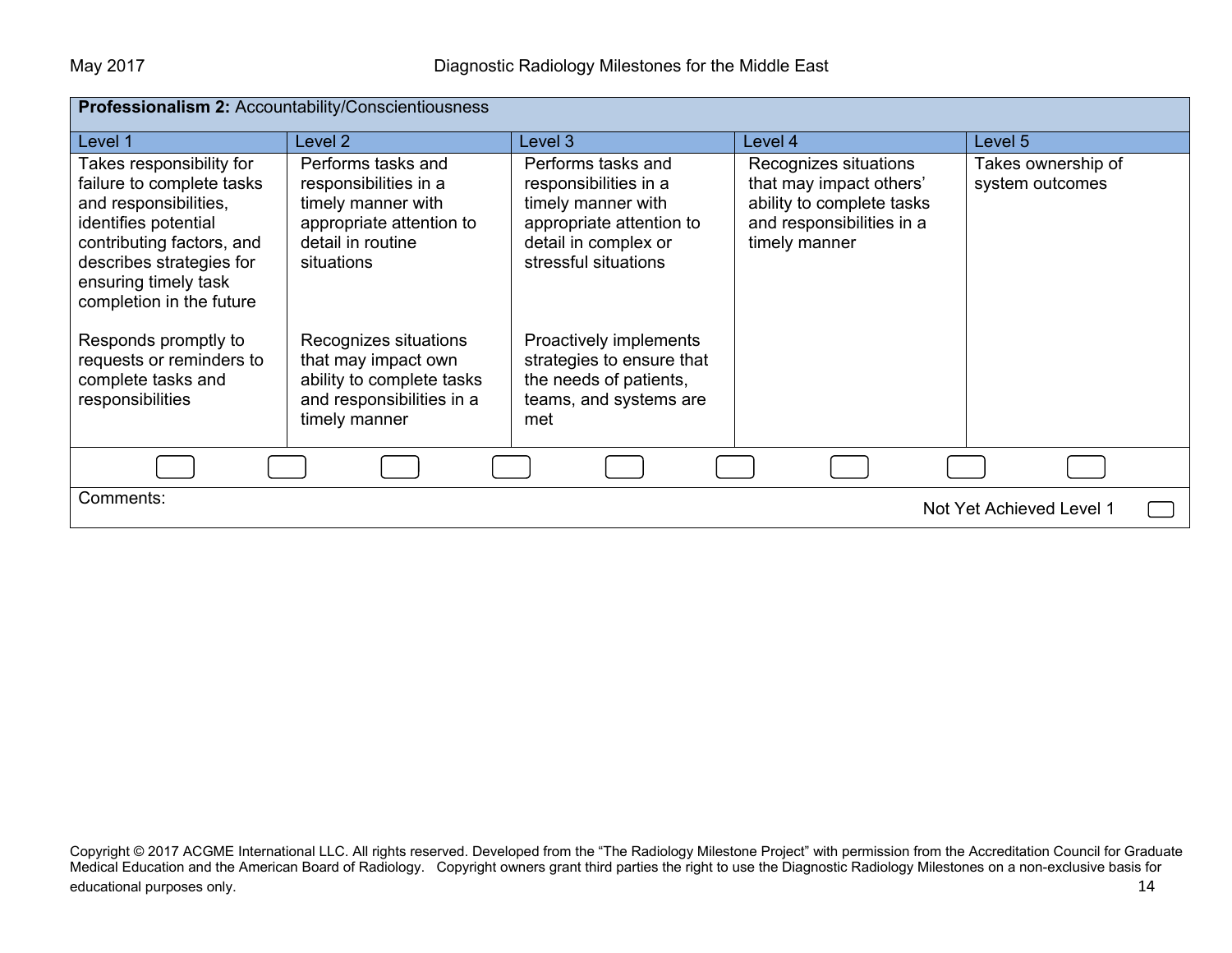| **Professionalism 2:** Accountability/Conscientiousness | | | | |
|---|---|---|---|---|
| Level 1 | Level 2 | Level 3 | Level 4 | Level 5 |
| Takes responsibility for failure to complete tasks and responsibilities, identifies potential contributing factors, and describes strategies for ensuring timely task completion in the future<br><br>Responds promptly to requests or reminders to complete tasks and responsibilities | Performs tasks and responsibilities in a timely manner with appropriate attention to detail in routine situations<br><br>Recognizes situations that may impact own ability to complete tasks and responsibilities in a timely manner | Performs tasks and responsibilities in a timely manner with appropriate attention to detail in complex or stressful situations<br><br>Proactively implements strategies to ensure that the needs of patients, teams, and systems are met | Recognizes situations that may impact others' ability to complete tasks and responsibilities in a timely manner | Takes ownership of system outcomes |

Comments:

Not Yet Achieved Level 1

Copyright © 2017 ACGME International LLC. All rights reserved. Developed from the "The Radiology Milestone Project" with permission from the Accreditation Council for Graduate Medical Education and the American Board of Radiology. Copyright owners grant third parties the right to use the Diagnostic Radiology Milestones on a non-exclusive basis for educational purposes only.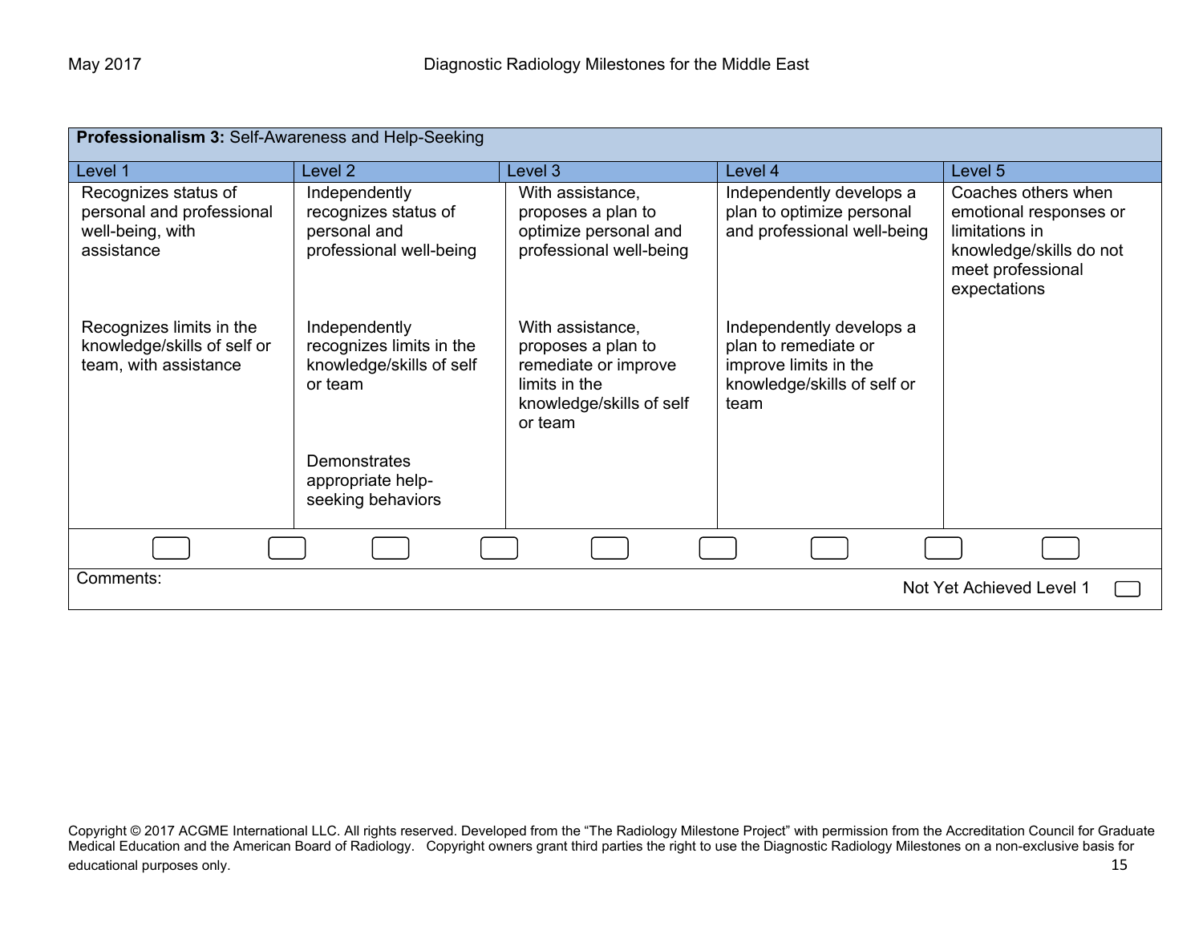| **Professionalism 3:** Self-Awareness and Help-Seeking | | | | |
|---|---|---|---|---|
| Level 1 | Level 2 | Level 3 | Level 4 | Level 5 |
| Recognizes status of personal and professional well-being, with assistance | Independently recognizes status of personal and professional well-being | With assistance, proposes a plan to optimize personal and professional well-being | Independently develops a plan to optimize personal and professional well-being | Coaches others when emotional responses or limitations in knowledge/skills do not meet professional expectations |
| Recognizes limits in the knowledge/skills of self or team, with assistance | Independently recognizes limits in the knowledge/skills of self or team | With assistance, proposes a plan to remediate or improve limits in the knowledge/skills of self or team | Independently develops a plan to remediate or improve limits in the knowledge/skills of self or team | |
| | Demonstrates appropriate help-seeking behaviors | | | |

Comments:

Not Yet Achieved Level 1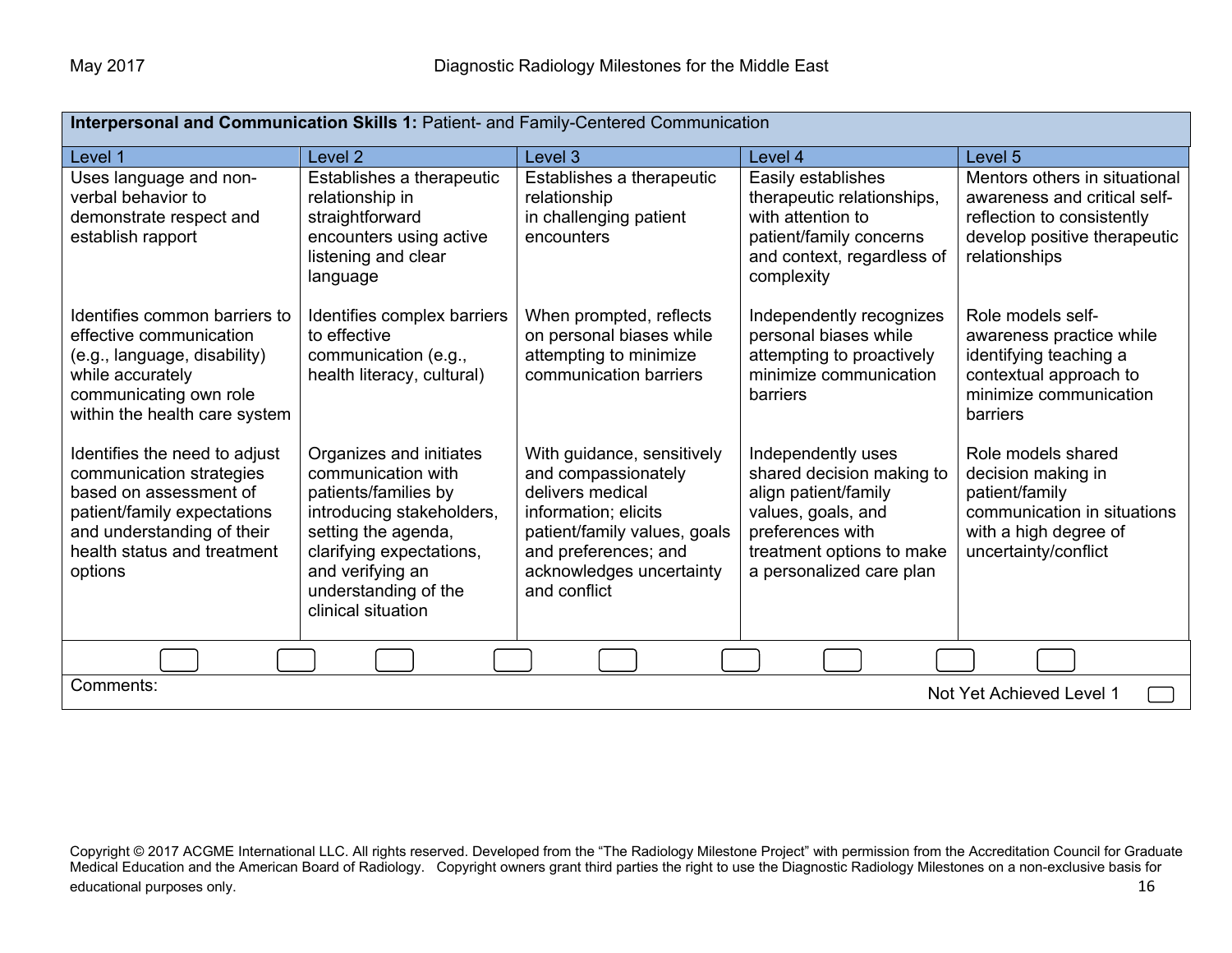| **Interpersonal and Communication Skills 1:** Patient- and Family-Centered Communication | | | | |
|---|---|---|---|---|
| Level 1 | Level 2 | Level 3 | Level 4 | Level 5 |
| Uses language and non-verbal behavior to demonstrate respect and establish rapport | Establishes a therapeutic relationship in straightforward encounters using active listening and clear language | Establishes a therapeutic relationship in challenging patient encounters | Easily establishes therapeutic relationships, with attention to patient/family concerns and context, regardless of complexity | Mentors others in situational awareness and critical self-reflection to consistently develop positive therapeutic relationships |
| Identifies common barriers to effective communication (e.g., language, disability) while accurately communicating own role within the health care system | Identifies complex barriers to effective communication (e.g., health literacy, cultural) | When prompted, reflects on personal biases while attempting to minimize communication barriers | Independently recognizes personal biases while attempting to proactively minimize communication barriers | Role models self-awareness practice while identifying teaching a contextual approach to minimize communication barriers |
| Identifies the need to adjust communication strategies based on assessment of patient/family expectations and understanding of their health status and treatment options | Organizes and initiates communication with patients/families by introducing stakeholders, setting the agenda, clarifying expectations, and verifying an understanding of the clinical situation | With guidance, sensitively and compassionately delivers medical information; elicits patient/family values, goals and preferences; and acknowledges uncertainty and conflict | Independently uses shared decision making to align patient/family values, goals, and preferences with treatment options to make a personalized care plan | Role models shared decision making in patient/family communication in situations with a high degree of uncertainty/conflict |

Comments:

Not Yet Achieved Level 1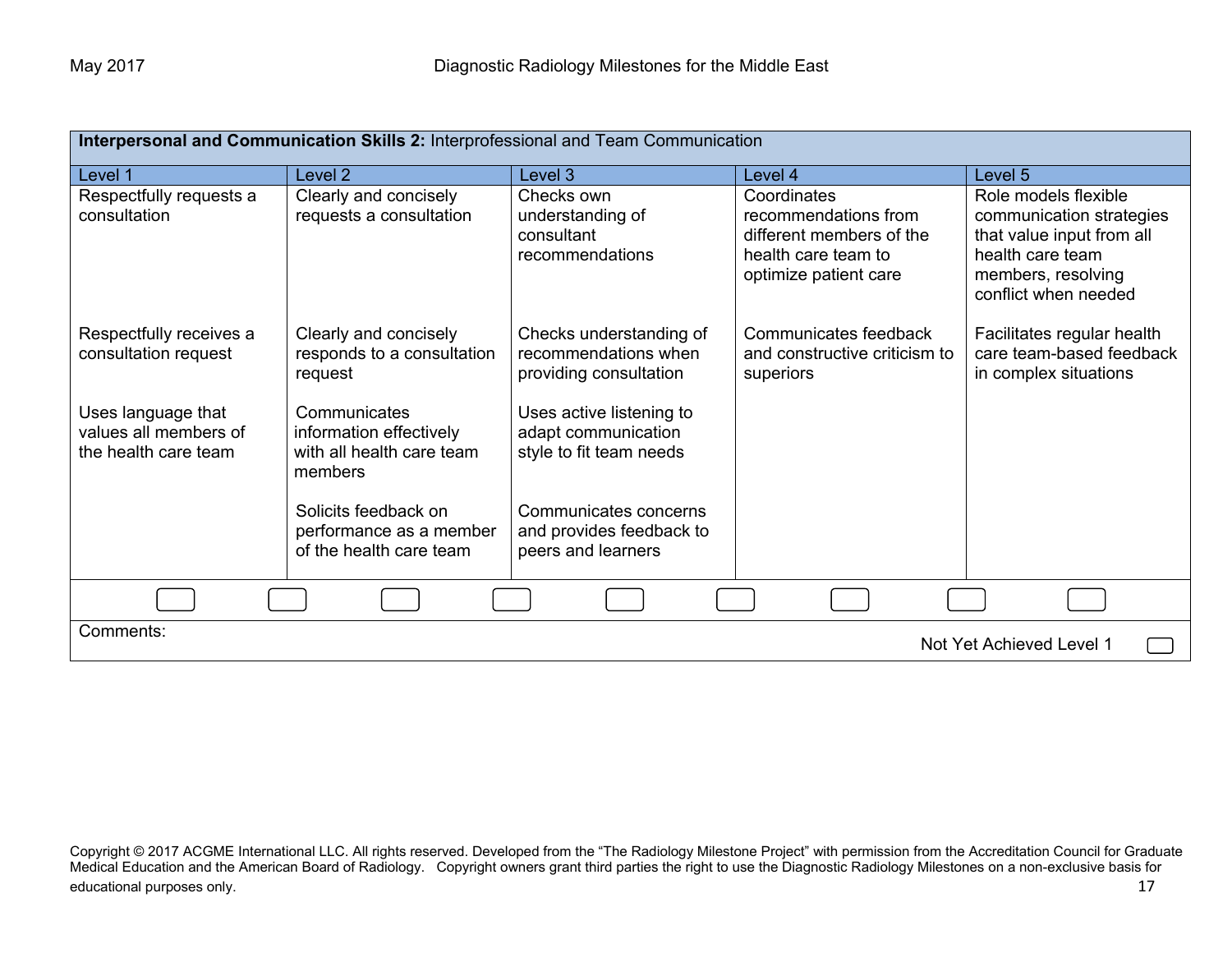| Interpersonal and Communication Skills 2: Interprofessional and Team Communication | | | | |
|---|---|---|---|---|
| Level 1 | Level 2 | Level 3 | Level 4 | Level 5 |
| Respectfully requests a consultation | Clearly and concisely requests a consultation | Checks own understanding of consultant recommendations | Coordinates recommendations from different members of the health care team to optimize patient care | Role models flexible communication strategies that value input from all health care team members, resolving conflict when needed |
| Respectfully receives a consultation request | Clearly and concisely responds to a consultation request | Checks understanding of recommendations when providing consultation | Communicates feedback and constructive criticism to superiors | Facilitates regular health care team-based feedback in complex situations |
| Uses language that values all members of the health care team | Communicates information effectively with all health care team members | Uses active listening to adapt communication style to fit team needs | | |
| | Solicits feedback on performance as a member of the health care team | Communicates concerns and provides feedback to peers and learners | | |

Comments:

Not Yet Achieved Level 1

Copyright © 2017 ACGME International LLC. All rights reserved. Developed from the “The Radiology Milestone Project” with permission from the Accreditation Council for Graduate Medical Education and the American Board of Radiology. Copyright owners grant third parties the right to use the Diagnostic Radiology Milestones on a non-exclusive basis for educational purposes only.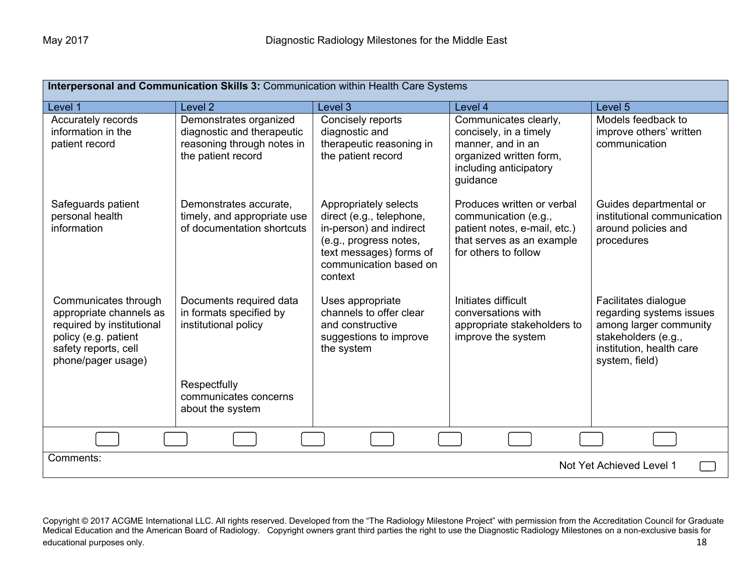| Interpersonal and Communication Skills 3: Communication within Health Care Systems | | | | |
|---|---|---|---|---|
| Level 1 | Level 2 | Level 3 | Level 4 | Level 5 |
| Accurately records information in the patient record | Demonstrates organized diagnostic and therapeutic reasoning through notes in the patient record | Concisely reports diagnostic and therapeutic reasoning in the patient record | Communicates clearly, concisely, in a timely manner, and in an organized written form, including anticipatory guidance | Models feedback to improve others' written communication |
| Safeguards patient personal health information | Demonstrates accurate, timely, and appropriate use of documentation shortcuts | Appropriately selects direct (e.g., telephone, in-person) and indirect (e.g., progress notes, text messages) forms of communication based on context | Produces written or verbal communication (e.g., patient notes, e-mail, etc.) that serves as an example for others to follow | Guides departmental or institutional communication around policies and procedures |
| Communicates through appropriate channels as required by institutional policy (e.g. patient safety reports, cell phone/pager usage) | Documents required data in formats specified by institutional policy<br><br>Respectfully communicates concerns about the system | Uses appropriate channels to offer clear and constructive suggestions to improve the system | Initiates difficult conversations with appropriate stakeholders to improve the system | Facilitates dialogue regarding systems issues among larger community stakeholders (e.g., institution, health care system, field) |

Comments:

Not Yet Achieved Level 1

Copyright © 2017 ACGME International LLC. All rights reserved. Developed from the "The Radiology Milestone Project" with permission from the Accreditation Council for Graduate Medical Education and the American Board of Radiology. Copyright owners grant third parties the right to use the Diagnostic Radiology Milestones on a non-exclusive basis for educational purposes only.